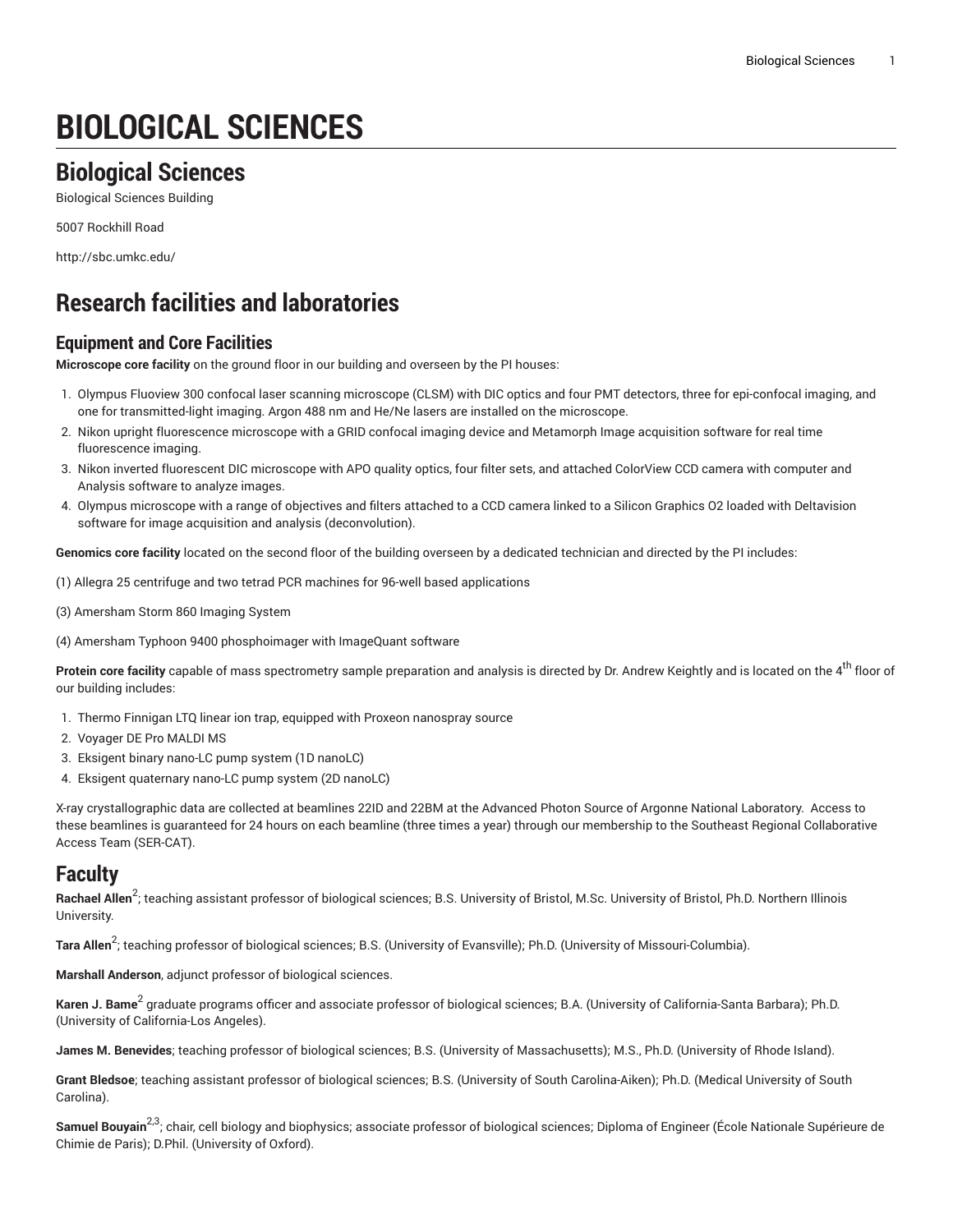# BIOLOGICAL SCIENCES

## Biological Sciences

Biological Sciences Building

5007 Rockhill Road

http://sbc.umkc.edu/

## Research facilities and laboratories

### Equipment and Core Facilities

**Microscope core facility** on the ground floor in our building and overseen by the PI houses:

1. Olympus Fluoview 300 confocal laser scanning microscope (CLSM) with DIC optics and four PMT detectors, three for epi-confocal imaging, and one for transmitted-light imaging. Argon 488 nm and He/Ne lasers are installed on the microscope.
2. Nikon upright fluorescence microscope with a GRID confocal imaging device and Metamorph Image acquisition software for real time fluorescence imaging.
3. Nikon inverted fluorescent DIC microscope with APO quality optics, four filter sets, and attached ColorView CCD camera with computer and Analysis software to analyze images.
4. Olympus microscope with a range of objectives and filters attached to a CCD camera linked to a Silicon Graphics O2 loaded with Deltavision software for image acquisition and analysis (deconvolution).

**Genomics core facility** located on the second floor of the building overseen by a dedicated technician and directed by the PI includes:

(1) Allegra 25 centrifuge and two tetrad PCR machines for 96-well based applications

(3) Amersham Storm 860 Imaging System

(4) Amersham Typhoon 9400 phosphoimager with ImageQuant software

**Protein core facility** capable of mass spectrometry sample preparation and analysis is directed by Dr. Andrew Keightly and is located on the 4th floor of our building includes:

1. Thermo Finnigan LTQ linear ion trap, equipped with Proxeon nanospray source
2. Voyager DE Pro MALDI MS
3. Eksigent binary nano-LC pump system (1D nanoLC)
4. Eksigent quaternary nano-LC pump system (2D nanoLC)

X-ray crystallographic data are collected at beamlines 22ID and 22BM at the Advanced Photon Source of Argonne National Laboratory. Access to these beamlines is guaranteed for 24 hours on each beamline (three times a year) through our membership to the Southeast Regional Collaborative Access Team (SER-CAT).

## Faculty

**Rachael Allen**[2]; teaching assistant professor of biological sciences; B.S. University of Bristol, M.Sc. University of Bristol, Ph.D. Northern Illinois University.

**Tara Allen**[2]; teaching professor of biological sciences; B.S. (University of Evansville); Ph.D. (University of Missouri-Columbia).

**Marshall Anderson**, adjunct professor of biological sciences.

**Karen J. Bame**[2] graduate programs officer and associate professor of biological sciences; B.A. (University of California-Santa Barbara); Ph.D. (University of California-Los Angeles).

**James M. Benevides**; teaching professor of biological sciences; B.S. (University of Massachusetts); M.S., Ph.D. (University of Rhode Island).

**Grant Bledsoe**; teaching assistant professor of biological sciences; B.S. (University of South Carolina-Aiken); Ph.D. (Medical University of South Carolina).

**Samuel Bouyain**[2,3]; chair, cell biology and biophysics; associate professor of biological sciences; Diploma of Engineer (École Nationale Supérieure de Chimie de Paris); D.Phil. (University of Oxford).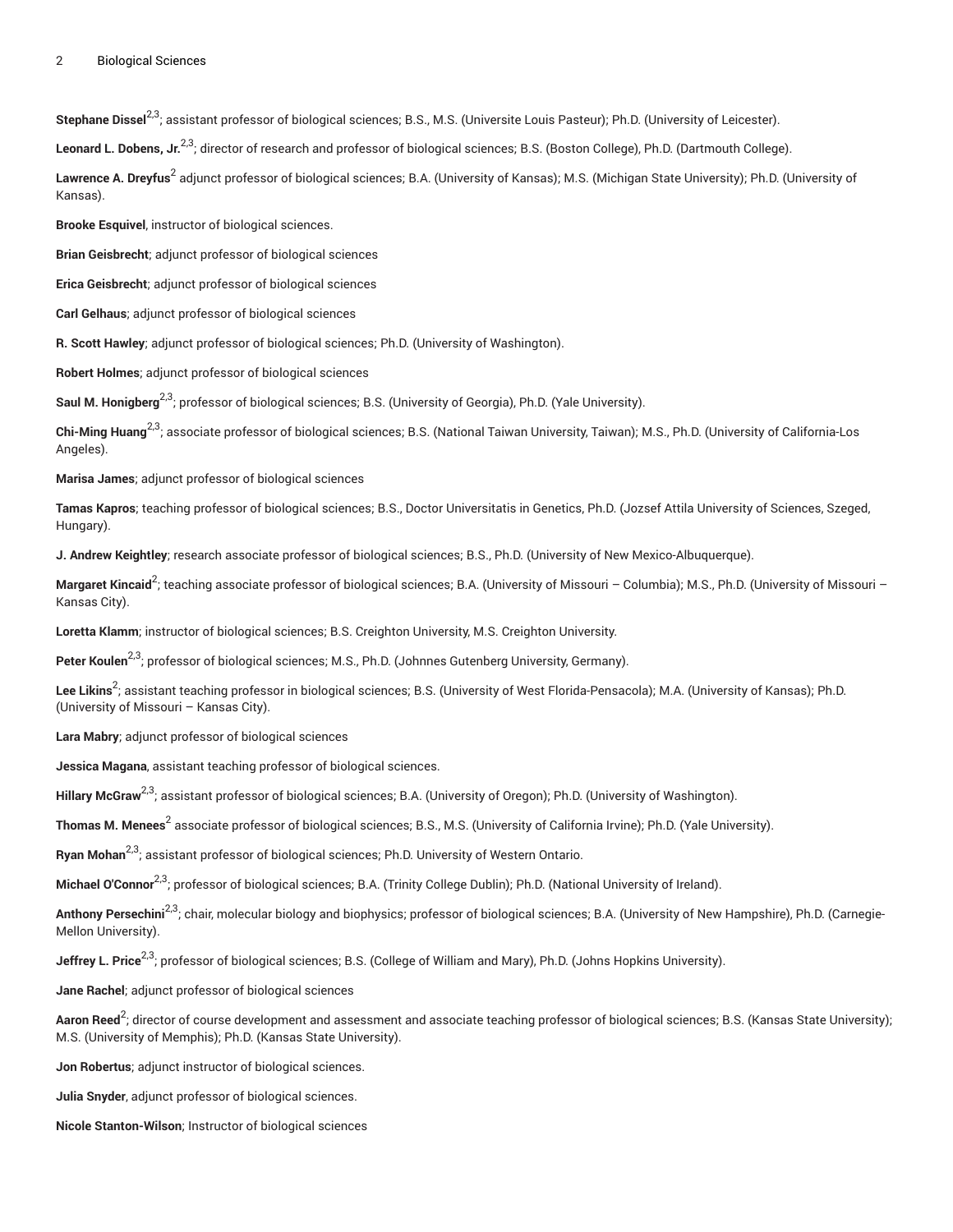**Stephane Dissel**[2,3]; assistant professor of biological sciences; B.S., M.S. (Universite Louis Pasteur); Ph.D. (University of Leicester).

**Leonard L. Dobens, Jr.**[2,3]; director of research and professor of biological sciences; B.S. (Boston College), Ph.D. (Dartmouth College).

**Lawrence A. Dreyfus**[2] adjunct professor of biological sciences; B.A. (University of Kansas); M.S. (Michigan State University); Ph.D. (University of Kansas).

**Brooke Esquivel**, instructor of biological sciences.

**Brian Geisbrecht**; adjunct professor of biological sciences

**Erica Geisbrecht**; adjunct professor of biological sciences

**Carl Gelhaus**; adjunct professor of biological sciences

**R. Scott Hawley**; adjunct professor of biological sciences; Ph.D. (University of Washington).

**Robert Holmes**; adjunct professor of biological sciences

**Saul M. Honigberg**[2,3]; professor of biological sciences; B.S. (University of Georgia), Ph.D. (Yale University).

**Chi-Ming Huang**[2,3]; associate professor of biological sciences; B.S. (National Taiwan University, Taiwan); M.S., Ph.D. (University of California-Los Angeles).

**Marisa James**; adjunct professor of biological sciences

**Tamas Kapros**; teaching professor of biological sciences; B.S., Doctor Universitatis in Genetics, Ph.D. (Jozsef Attila University of Sciences, Szeged, Hungary).

**J. Andrew Keightley**; research associate professor of biological sciences; B.S., Ph.D. (University of New Mexico-Albuquerque).

**Margaret Kincaid**[2]; teaching associate professor of biological sciences; B.A. (University of Missouri – Columbia); M.S., Ph.D. (University of Missouri – Kansas City).

**Loretta Klamm**; instructor of biological sciences; B.S. Creighton University, M.S. Creighton University.

**Peter Koulen**[2,3]; professor of biological sciences; M.S., Ph.D. (Johnnes Gutenberg University, Germany).

**Lee Likins**[2]; assistant teaching professor in biological sciences; B.S. (University of West Florida-Pensacola); M.A. (University of Kansas); Ph.D. (University of Missouri – Kansas City).

**Lara Mabry**; adjunct professor of biological sciences

**Jessica Magana**, assistant teaching professor of biological sciences.

**Hillary McGraw**[2,3]; assistant professor of biological sciences; B.A. (University of Oregon); Ph.D. (University of Washington).

**Thomas M. Menees**[2] associate professor of biological sciences; B.S., M.S. (University of California Irvine); Ph.D. (Yale University).

**Ryan Mohan**[2,3]; assistant professor of biological sciences; Ph.D. University of Western Ontario.

**Michael O'Connor**[2,3]; professor of biological sciences; B.A. (Trinity College Dublin); Ph.D. (National University of Ireland).

**Anthony Persechini**[2,3]; chair, molecular biology and biophysics; professor of biological sciences; B.A. (University of New Hampshire), Ph.D. (Carnegie-Mellon University).

**Jeffrey L. Price**[2,3]; professor of biological sciences; B.S. (College of William and Mary), Ph.D. (Johns Hopkins University).

**Jane Rachel**; adjunct professor of biological sciences

**Aaron Reed**[2]; director of course development and assessment and associate teaching professor of biological sciences; B.S. (Kansas State University); M.S. (University of Memphis); Ph.D. (Kansas State University).

**Jon Robertus**; adjunct instructor of biological sciences.

**Julia Snyder**, adjunct professor of biological sciences.

**Nicole Stanton-Wilson**; Instructor of biological sciences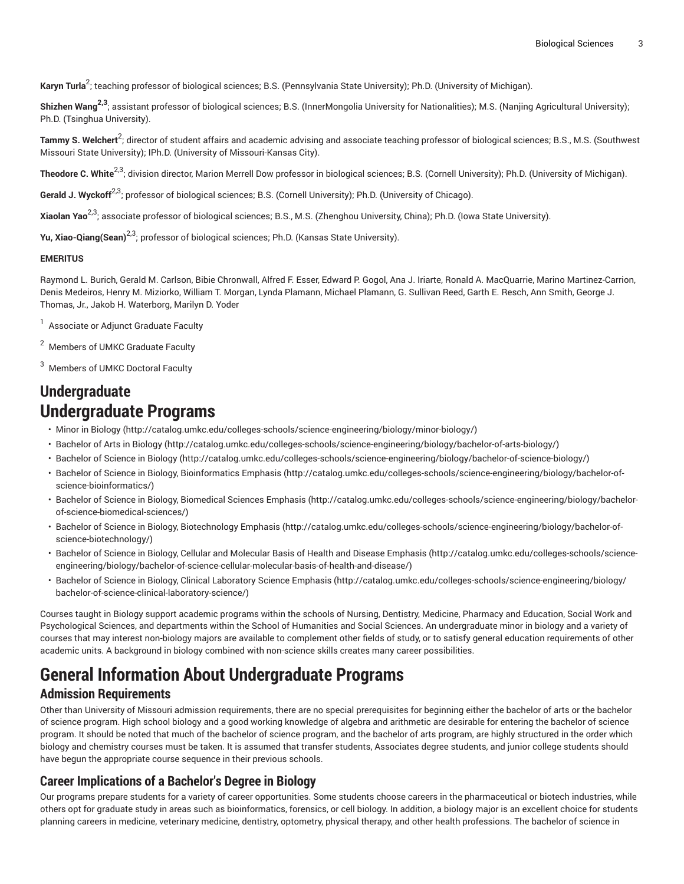**Karyn Turla**[2]; teaching professor of biological sciences; B.S. (Pennsylvania State University); Ph.D. (University of Michigan).

**Shizhen Wang**[2,3]; assistant professor of biological sciences; B.S. (InnerMongolia University for Nationalities); M.S. (Nanjing Agricultural University); Ph.D. (Tsinghua University).

**Tammy S. Welchert**[2]; director of student affairs and academic advising and associate teaching professor of biological sciences; B.S., M.S. (Southwest Missouri State University); IPh.D. (University of Missouri-Kansas City).

**Theodore C. White**[2,3]; division director, Marion Merrell Dow professor in biological sciences; B.S. (Cornell University); Ph.D. (University of Michigan).

**Gerald J. Wyckoff**[2,3]; professor of biological sciences; B.S. (Cornell University); Ph.D. (University of Chicago).

**Xiaolan Yao**[2,3]; associate professor of biological sciences; B.S., M.S. (Zhenghou University, China); Ph.D. (Iowa State University).

**Yu, Xiao-Qiang(Sean)**[2,3]; professor of biological sciences; Ph.D. (Kansas State University).

**EMERITUS**

Raymond L. Burich, Gerald M. Carlson, Bibie Chronwall, Alfred F. Esser, Edward P. Gogol, Ana J. Iriarte, Ronald A. MacQuarrie, Marino Martinez-Carrion, Denis Medeiros, Henry M. Miziorko, William T. Morgan, Lynda Plamann, Michael Plamann, G. Sullivan Reed, Garth E. Resch, Ann Smith, George J. Thomas, Jr., Jakob H. Waterborg, Marilyn D. Yoder

[1] Associate or Adjunct Graduate Faculty

[2] Members of UMKC Graduate Faculty

[3] Members of UMKC Doctoral Faculty

## Undergraduate

# Undergraduate Programs

- Minor in Biology (http://catalog.umkc.edu/colleges-schools/science-engineering/biology/minor-biology/)
- Bachelor of Arts in Biology (http://catalog.umkc.edu/colleges-schools/science-engineering/biology/bachelor-of-arts-biology/)
- Bachelor of Science in Biology (http://catalog.umkc.edu/colleges-schools/science-engineering/biology/bachelor-of-science-biology/)
- Bachelor of Science in Biology, Bioinformatics Emphasis (http://catalog.umkc.edu/colleges-schools/science-engineering/biology/bachelor-of-science-bioinformatics/)
- Bachelor of Science in Biology, Biomedical Sciences Emphasis (http://catalog.umkc.edu/colleges-schools/science-engineering/biology/bachelor-of-science-biomedical-sciences/)
- Bachelor of Science in Biology, Biotechnology Emphasis (http://catalog.umkc.edu/colleges-schools/science-engineering/biology/bachelor-of-science-biotechnology/)
- Bachelor of Science in Biology, Cellular and Molecular Basis of Health and Disease Emphasis (http://catalog.umkc.edu/colleges-schools/science-engineering/biology/bachelor-of-science-cellular-molecular-basis-of-health-and-disease/)
- Bachelor of Science in Biology, Clinical Laboratory Science Emphasis (http://catalog.umkc.edu/colleges-schools/science-engineering/biology/bachelor-of-science-clinical-laboratory-science/)

Courses taught in Biology support academic programs within the schools of Nursing, Dentistry, Medicine, Pharmacy and Education, Social Work and Psychological Sciences, and departments within the School of Humanities and Social Sciences. An undergraduate minor in biology and a variety of courses that may interest non-biology majors are available to complement other fields of study, or to satisfy general education requirements of other academic units. A background in biology combined with non-science skills creates many career possibilities.

# General Information About Undergraduate Programs

## Admission Requirements

Other than University of Missouri admission requirements, there are no special prerequisites for beginning either the bachelor of arts or the bachelor of science program. High school biology and a good working knowledge of algebra and arithmetic are desirable for entering the bachelor of science program. It should be noted that much of the bachelor of science program, and the bachelor of arts program, are highly structured in the order which biology and chemistry courses must be taken. It is assumed that transfer students, Associates degree students, and junior college students should have begun the appropriate course sequence in their previous schools.

## Career Implications of a Bachelor's Degree in Biology

Our programs prepare students for a variety of career opportunities. Some students choose careers in the pharmaceutical or biotech industries, while others opt for graduate study in areas such as bioinformatics, forensics, or cell biology. In addition, a biology major is an excellent choice for students planning careers in medicine, veterinary medicine, dentistry, optometry, physical therapy, and other health professions. The bachelor of science in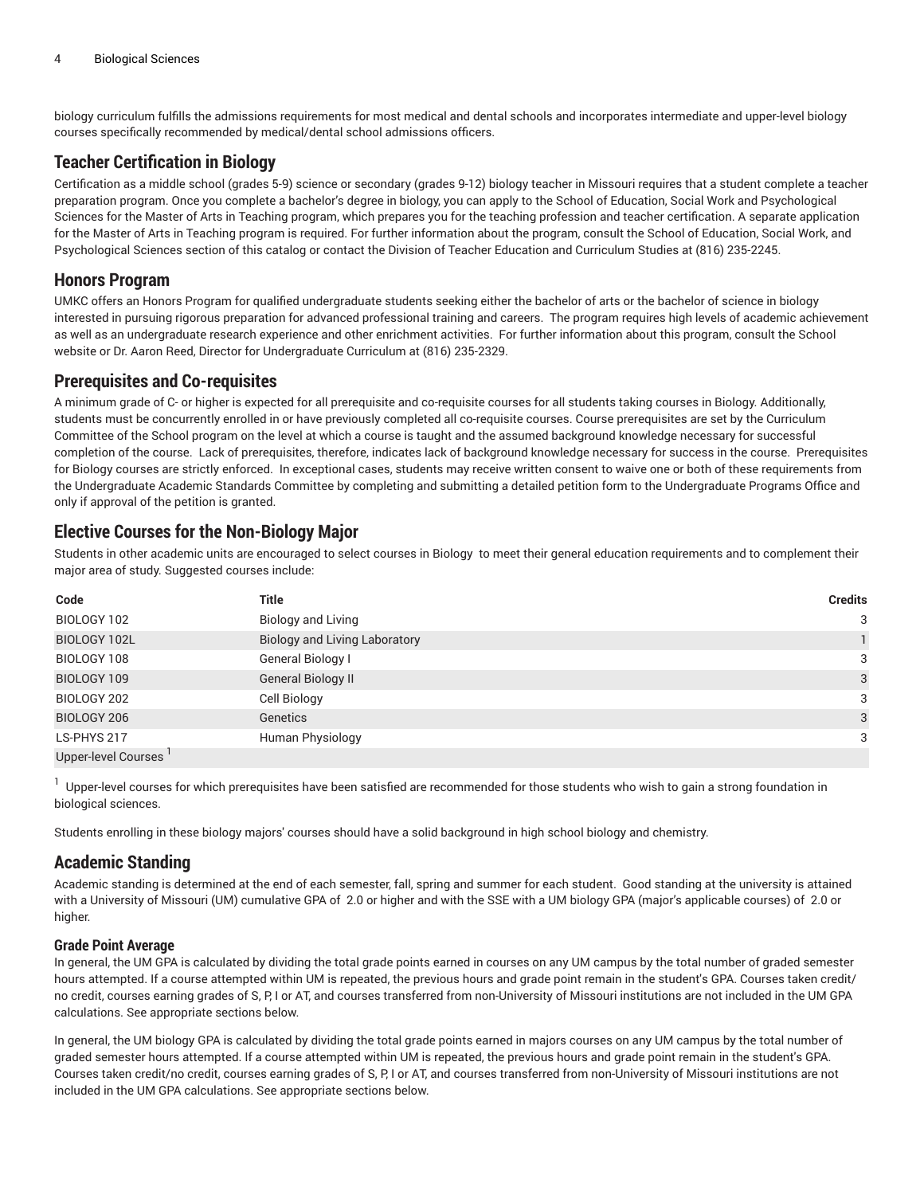biology curriculum fulfills the admissions requirements for most medical and dental schools and incorporates intermediate and upper-level biology courses specifically recommended by medical/dental school admissions officers.

## Teacher Certification in Biology

Certification as a middle school (grades 5-9) science or secondary (grades 9-12) biology teacher in Missouri requires that a student complete a teacher preparation program. Once you complete a bachelor's degree in biology, you can apply to the School of Education, Social Work and Psychological Sciences for the Master of Arts in Teaching program, which prepares you for the teaching profession and teacher certification. A separate application for the Master of Arts in Teaching program is required. For further information about the program, consult the School of Education, Social Work, and Psychological Sciences section of this catalog or contact the Division of Teacher Education and Curriculum Studies at (816) 235-2245.

## Honors Program

UMKC offers an Honors Program for qualified undergraduate students seeking either the bachelor of arts or the bachelor of science in biology interested in pursuing rigorous preparation for advanced professional training and careers. The program requires high levels of academic achievement as well as an undergraduate research experience and other enrichment activities. For further information about this program, consult the School website or Dr. Aaron Reed, Director for Undergraduate Curriculum at (816) 235-2329.

## Prerequisites and Co-requisites

A minimum grade of C- or higher is expected for all prerequisite and co-requisite courses for all students taking courses in Biology. Additionally, students must be concurrently enrolled in or have previously completed all co-requisite courses. Course prerequisites are set by the Curriculum Committee of the School program on the level at which a course is taught and the assumed background knowledge necessary for successful completion of the course. Lack of prerequisites, therefore, indicates lack of background knowledge necessary for success in the course. Prerequisites for Biology courses are strictly enforced. In exceptional cases, students may receive written consent to waive one or both of these requirements from the Undergraduate Academic Standards Committee by completing and submitting a detailed petition form to the Undergraduate Programs Office and only if approval of the petition is granted.

## Elective Courses for the Non-Biology Major

Students in other academic units are encouraged to select courses in Biology to meet their general education requirements and to complement their major area of study. Suggested courses include:

| Code | Title | Credits |
|---|---|---|
| BIOLOGY 102 | Biology and Living | 3 |
| BIOLOGY 102L | Biology and Living Laboratory | 1 |
| BIOLOGY 108 | General Biology I | 3 |
| BIOLOGY 109 | General Biology II | 3 |
| BIOLOGY 202 | Cell Biology | 3 |
| BIOLOGY 206 | Genetics | 3 |
| LS-PHYS 217 | Human Physiology | 3 |
| Upper-level Courses [1] | | |

[1] Upper-level courses for which prerequisites have been satisfied are recommended for those students who wish to gain a strong foundation in biological sciences.

Students enrolling in these biology majors' courses should have a solid background in high school biology and chemistry.

## Academic Standing

Academic standing is determined at the end of each semester, fall, spring and summer for each student. Good standing at the university is attained with a University of Missouri (UM) cumulative GPA of 2.0 or higher and with the SSE with a UM biology GPA (major's applicable courses) of 2.0 or higher.

### Grade Point Average

In general, the UM GPA is calculated by dividing the total grade points earned in courses on any UM campus by the total number of graded semester hours attempted. If a course attempted within UM is repeated, the previous hours and grade point remain in the student's GPA. Courses taken credit/no credit, courses earning grades of S, P, I or AT, and courses transferred from non-University of Missouri institutions are not included in the UM GPA calculations. See appropriate sections below.

In general, the UM biology GPA is calculated by dividing the total grade points earned in majors courses on any UM campus by the total number of graded semester hours attempted. If a course attempted within UM is repeated, the previous hours and grade point remain in the student's GPA. Courses taken credit/no credit, courses earning grades of S, P, I or AT, and courses transferred from non-University of Missouri institutions are not included in the UM GPA calculations. See appropriate sections below.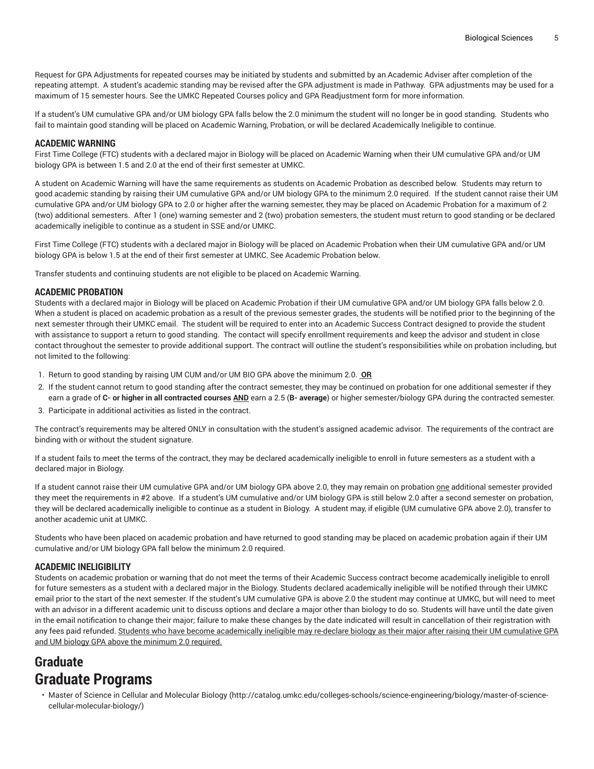Request for GPA Adjustments for repeated courses may be initiated by students and submitted by an Academic Adviser after completion of the repeating attempt. A student's academic standing may be revised after the GPA adjustment is made in Pathway. GPA adjustments may be used for a maximum of 15 semester hours. See the UMKC Repeated Courses policy and GPA Readjustment form for more information.

If a student's UM cumulative GPA and/or UM biology GPA falls below the 2.0 minimum the student will no longer be in good standing. Students who fail to maintain good standing will be placed on Academic Warning, Probation, or will be declared Academically Ineligible to continue.

### ACADEMIC WARNING

First Time College (FTC) students with a declared major in Biology will be placed on Academic Warning when their UM cumulative GPA and/or UM biology GPA is between 1.5 and 2.0 at the end of their first semester at UMKC.

A student on Academic Warning will have the same requirements as students on Academic Probation as described below. Students may return to good academic standing by raising their UM cumulative GPA and/or UM biology GPA to the minimum 2.0 required. If the student cannot raise their UM cumulative GPA and/or UM biology GPA to 2.0 or higher after the warning semester, they may be placed on Academic Probation for a maximum of 2 (two) additional semesters. After 1 (one) warning semester and 2 (two) probation semesters, the student must return to good standing or be declared academically ineligible to continue as a student in SSE and/or UMKC.

First Time College (FTC) students with a declared major in Biology will be placed on Academic Probation when their UM cumulative GPA and/or UM biology GPA is below 1.5 at the end of their first semester at UMKC. See Academic Probation below.

Transfer students and continuing students are not eligible to be placed on Academic Warning.

### ACADEMIC PROBATION

Students with a declared major in Biology will be placed on Academic Probation if their UM cumulative GPA and/or UM biology GPA falls below 2.0. When a student is placed on academic probation as a result of the previous semester grades, the students will be notified prior to the beginning of the next semester through their UMKC email. The student will be required to enter into an Academic Success Contract designed to provide the student with assistance to support a return to good standing. The contact will specify enrollment requirements and keep the advisor and student in close contact throughout the semester to provide additional support. The contract will outline the student's responsibilities while on probation including, but not limited to the following:

1. Return to good standing by raising UM CUM and/or UM BIO GPA above the minimum 2.0. **OR**
2. If the student cannot return to good standing after the contract semester, they may be continued on probation for one additional semester if they earn a grade of **C- or higher in all contracted courses** **AND** earn a 2.5 (**B- average**) or higher semester/biology GPA during the contracted semester.
3. Participate in additional activities as listed in the contract.

The contract's requirements may be altered ONLY in consultation with the student's assigned academic advisor. The requirements of the contract are binding with or without the student signature.

If a student fails to meet the terms of the contract, they may be declared academically ineligible to enroll in future semesters as a student with a declared major in Biology.

If a student cannot raise their UM cumulative GPA and/or UM biology GPA above 2.0, they may remain on probation one additional semester provided they meet the requirements in #2 above. If a student's UM cumulative and/or UM biology GPA is still below 2.0 after a second semester on probation, they will be declared academically ineligible to continue as a student in Biology. A student may, if eligible (UM cumulative GPA above 2.0), transfer to another academic unit at UMKC.

Students who have been placed on academic probation and have returned to good standing may be placed on academic probation again if their UM cumulative and/or UM biology GPA fall below the minimum 2.0 required.

### ACADEMIC INELIGIBILITY

Students on academic probation or warning that do not meet the terms of their Academic Success contract become academically ineligible to enroll for future semesters as a student with a declared major in the Biology. Students declared academically ineligible will be notified through their UMKC email prior to the start of the next semester. If the student's UM cumulative GPA is above 2.0 the student may continue at UMKC, but will need to meet with an advisor in a different academic unit to discuss options and declare a major other than biology to do so. Students will have until the date given in the email notification to change their major; failure to make these changes by the date indicated will result in cancellation of their registration with any fees paid refunded. Students who have become academically ineligible may re-declare biology as their major after raising their UM cumulative GPA and UM biology GPA above the minimum 2.0 required.

# Graduate

## Graduate Programs

- Master of Science in Cellular and Molecular Biology (http://catalog.umkc.edu/colleges-schools/science-engineering/biology/master-of-science-cellular-molecular-biology/)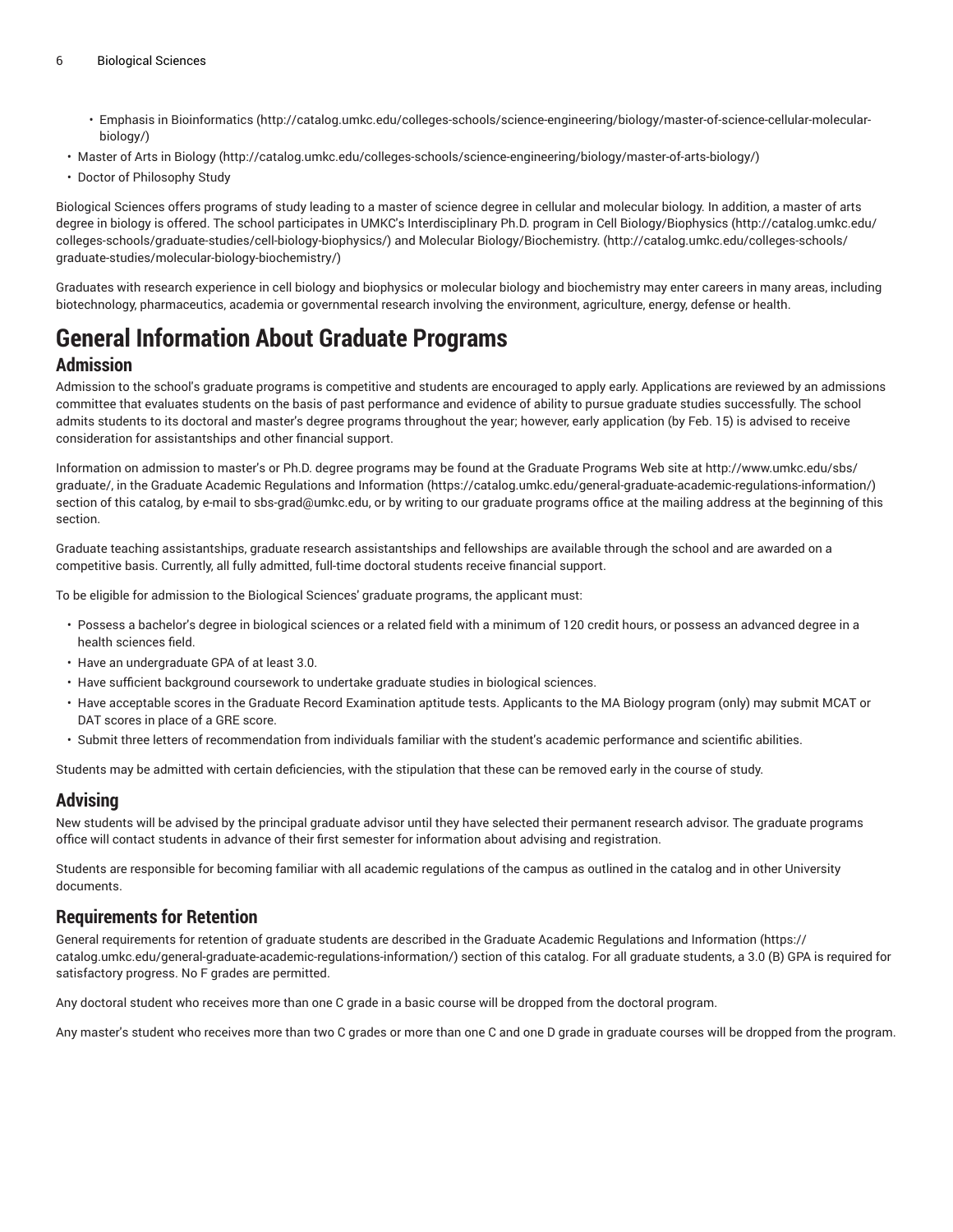- Emphasis in Bioinformatics (http://catalog.umkc.edu/colleges-schools/science-engineering/biology/master-of-science-cellular-molecular-biology/)
- Master of Arts in Biology (http://catalog.umkc.edu/colleges-schools/science-engineering/biology/master-of-arts-biology/)
- Doctor of Philosophy Study

Biological Sciences offers programs of study leading to a master of science degree in cellular and molecular biology. In addition, a master of arts degree in biology is offered. The school participates in UMKC's Interdisciplinary Ph.D. program in Cell Biology/Biophysics (http://catalog.umkc.edu/colleges-schools/graduate-studies/cell-biology-biophysics/) and Molecular Biology/Biochemistry. (http://catalog.umkc.edu/colleges-schools/graduate-studies/molecular-biology-biochemistry/)

Graduates with research experience in cell biology and biophysics or molecular biology and biochemistry may enter careers in many areas, including biotechnology, pharmaceutics, academia or governmental research involving the environment, agriculture, energy, defense or health.

# General Information About Graduate Programs

## Admission

Admission to the school's graduate programs is competitive and students are encouraged to apply early. Applications are reviewed by an admissions committee that evaluates students on the basis of past performance and evidence of ability to pursue graduate studies successfully. The school admits students to its doctoral and master's degree programs throughout the year; however, early application (by Feb. 15) is advised to receive consideration for assistantships and other financial support.

Information on admission to master's or Ph.D. degree programs may be found at the Graduate Programs Web site at http://www.umkc.edu/sbs/graduate/, in the Graduate Academic Regulations and Information (https://catalog.umkc.edu/general-graduate-academic-regulations-information/) section of this catalog, by e-mail to sbs-grad@umkc.edu, or by writing to our graduate programs office at the mailing address at the beginning of this section.

Graduate teaching assistantships, graduate research assistantships and fellowships are available through the school and are awarded on a competitive basis. Currently, all fully admitted, full-time doctoral students receive financial support.

To be eligible for admission to the Biological Sciences' graduate programs, the applicant must:

- Possess a bachelor's degree in biological sciences or a related field with a minimum of 120 credit hours, or possess an advanced degree in a health sciences field.
- Have an undergraduate GPA of at least 3.0.
- Have sufficient background coursework to undertake graduate studies in biological sciences.
- Have acceptable scores in the Graduate Record Examination aptitude tests. Applicants to the MA Biology program (only) may submit MCAT or DAT scores in place of a GRE score.
- Submit three letters of recommendation from individuals familiar with the student's academic performance and scientific abilities.

Students may be admitted with certain deficiencies, with the stipulation that these can be removed early in the course of study.

## Advising

New students will be advised by the principal graduate advisor until they have selected their permanent research advisor. The graduate programs office will contact students in advance of their first semester for information about advising and registration.

Students are responsible for becoming familiar with all academic regulations of the campus as outlined in the catalog and in other University documents.

## Requirements for Retention

General requirements for retention of graduate students are described in the Graduate Academic Regulations and Information (https://catalog.umkc.edu/general-graduate-academic-regulations-information/) section of this catalog. For all graduate students, a 3.0 (B) GPA is required for satisfactory progress. No F grades are permitted.

Any doctoral student who receives more than one C grade in a basic course will be dropped from the doctoral program.

Any master's student who receives more than two C grades or more than one C and one D grade in graduate courses will be dropped from the program.